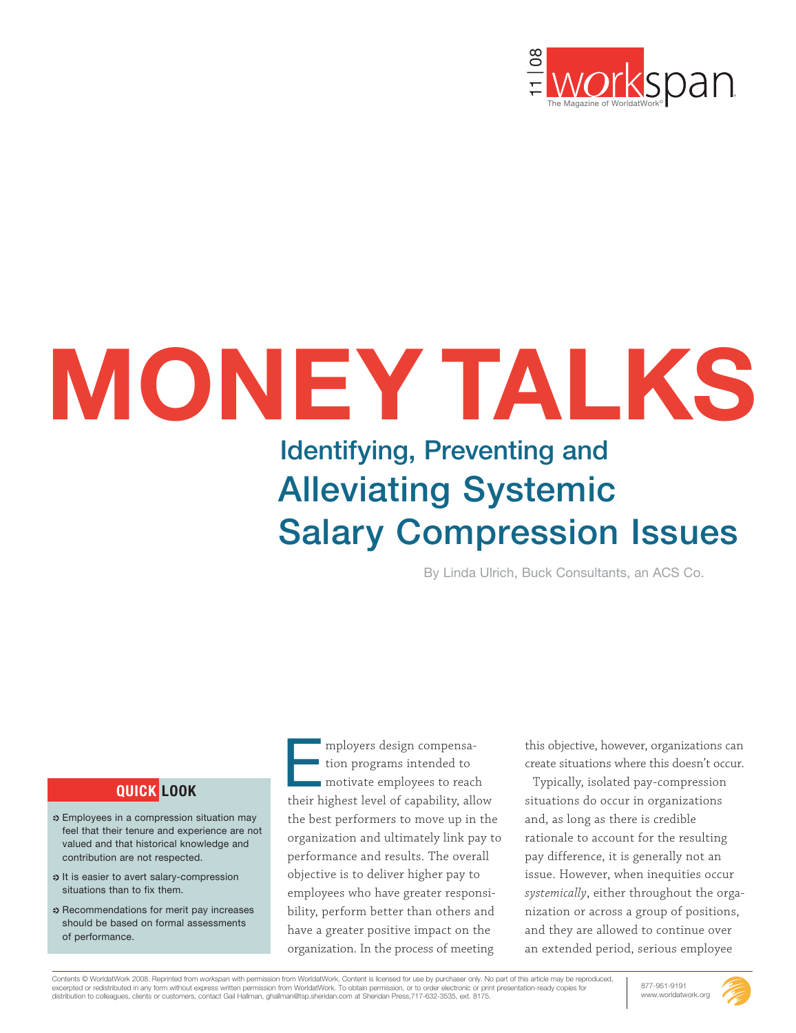# MONEY TALKS

## Identifying, Preventing and Alleviating Systemic Salary Compression Issues

By Linda Ulrich, Buck Consultants, an ACS Co.

**QUICK LOOK**

- Employees in a compression situation may feel that their tenure and experience are not valued and that historical knowledge and contribution are not respected.
- It is easier to avert salary-compression situations than to fix them.
- Recommendations for merit pay increases should be based on formal assessments of performance.

Employers design compensation programs intended to motivate employees to reach their highest level of capability, allow the best performers to move up in the organization and ultimately link pay to performance and results. The overall objective is to deliver higher pay to employees who have greater responsibility, perform better than others and have a greater positive impact on the organization. In the process of meeting this objective, however, organizations can create situations where this doesn't occur.

Typically, isolated pay-compression situations do occur in organizations and, as long as there is credible rationale to account for the resulting pay difference, it is generally not an issue. However, when inequities occur *systemically*, either throughout the organization or across a group of positions, and they are allowed to continue over an extended period, serious employee

Contents © WorldatWork 2008. Reprinted from *workspan* with permission from WorldatWork. Content is licensed for use by purchaser only. No part of this article may be reproduced, excerpted or redistributed in any form without express written permission from WorldatWork. To obtain permission, or to order electronic or print presentation-ready copies for distribution to colleagues, clients or customers, contact Gail Hallman, ghallman@tsp.sheridan.com at Sheridan Press,717-632-3535, ext. 8175.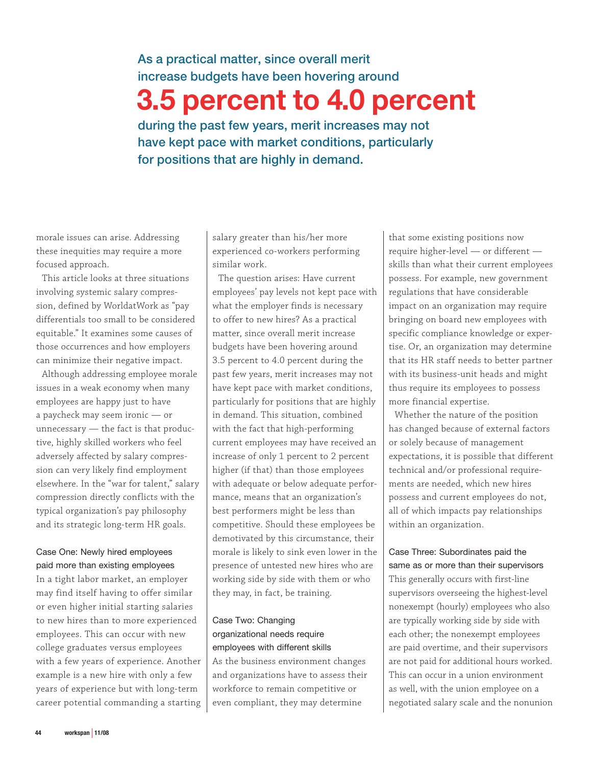> As a practical matter, since overall merit increase budgets have been hovering around **3.5 percent to 4.0 percent** during the past few years, merit increases may not have kept pace with market conditions, particularly for positions that are highly in demand.

morale issues can arise. Addressing these inequities may require a more focused approach.

This article looks at three situations involving systemic salary compression, defined by WorldatWork as "pay differentials too small to be considered equitable." It examines some causes of those occurrences and how employers can minimize their negative impact.

Although addressing employee morale issues in a weak economy when many employees are happy just to have a paycheck may seem ironic — or unnecessary — the fact is that productive, highly skilled workers who feel adversely affected by salary compression can very likely find employment elsewhere. In the "war for talent," salary compression directly conflicts with the typical organization's pay philosophy and its strategic long-term HR goals.

### Case One: Newly hired employees paid more than existing employees

In a tight labor market, an employer may find itself having to offer similar or even higher initial starting salaries to new hires than to more experienced employees. This can occur with new college graduates versus employees with a few years of experience. Another example is a new hire with only a few years of experience but with long-term career potential commanding a starting salary greater than his/her more experienced co-workers performing similar work.

The question arises: Have current employees' pay levels not kept pace with what the employer finds is necessary to offer to new hires? As a practical matter, since overall merit increase budgets have been hovering around 3.5 percent to 4.0 percent during the past few years, merit increases may not have kept pace with market conditions, particularly for positions that are highly in demand. This situation, combined with the fact that high-performing current employees may have received an increase of only 1 percent to 2 percent higher (if that) than those employees with adequate or below adequate performance, means that an organization's best performers might be less than competitive. Should these employees be demotivated by this circumstance, their morale is likely to sink even lower in the presence of untested new hires who are working side by side with them or who they may, in fact, be training.

### Case Two: Changing organizational needs require employees with different skills

As the business environment changes and organizations have to assess their workforce to remain competitive or even compliant, they may determine that some existing positions now require higher-level — or different — skills than what their current employees possess. For example, new government regulations that have considerable impact on an organization may require bringing on board new employees with specific compliance knowledge or expertise. Or, an organization may determine that its HR staff needs to better partner with its business-unit heads and might thus require its employees to possess more financial expertise.

Whether the nature of the position has changed because of external factors or solely because of management expectations, it is possible that different technical and/or professional requirements are needed, which new hires possess and current employees do not, all of which impacts pay relationships within an organization.

### Case Three: Subordinates paid the same as or more than their supervisors

This generally occurs with first-line supervisors overseeing the highest-level nonexempt (hourly) employees who also are typically working side by side with each other; the nonexempt employees are paid overtime, and their supervisors are not paid for additional hours worked. This can occur in a union environment as well, with the union employee on a negotiated salary scale and the nonunion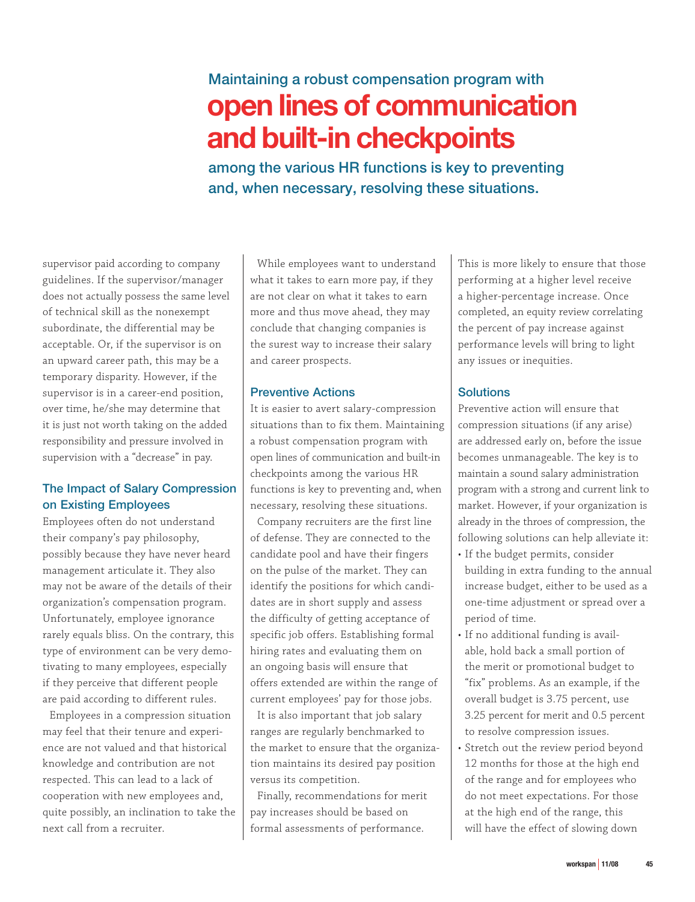> Maintaining a robust compensation program with **open lines of communication and built-in checkpoints** among the various HR functions is key to preventing and, when necessary, resolving these situations.

supervisor paid according to company guidelines. If the supervisor/manager does not actually possess the same level of technical skill as the nonexempt subordinate, the differential may be acceptable. Or, if the supervisor is on an upward career path, this may be a temporary disparity. However, if the supervisor is in a career-end position, over time, he/she may determine that it is just not worth taking on the added responsibility and pressure involved in supervision with a "decrease" in pay.

### The Impact of Salary Compression on Existing Employees

Employees often do not understand their company's pay philosophy, possibly because they have never heard management articulate it. They also may not be aware of the details of their organization's compensation program. Unfortunately, employee ignorance rarely equals bliss. On the contrary, this type of environment can be very demotivating to many employees, especially if they perceive that different people are paid according to different rules.

Employees in a compression situation may feel that their tenure and experience are not valued and that historical knowledge and contribution are not respected. This can lead to a lack of cooperation with new employees and, quite possibly, an inclination to take the next call from a recruiter.

While employees want to understand what it takes to earn more pay, if they are not clear on what it takes to earn more and thus move ahead, they may conclude that changing companies is the surest way to increase their salary and career prospects.

### Preventive Actions

It is easier to avert salary-compression situations than to fix them. Maintaining a robust compensation program with open lines of communication and built-in checkpoints among the various HR functions is key to preventing and, when necessary, resolving these situations.

Company recruiters are the first line of defense. They are connected to the candidate pool and have their fingers on the pulse of the market. They can identify the positions for which candidates are in short supply and assess the difficulty of getting acceptance of specific job offers. Establishing formal hiring rates and evaluating them on an ongoing basis will ensure that offers extended are within the range of current employees' pay for those jobs.

It is also important that job salary ranges are regularly benchmarked to the market to ensure that the organization maintains its desired pay position versus its competition.

Finally, recommendations for merit pay increases should be based on formal assessments of performance. This is more likely to ensure that those performing at a higher level receive a higher-percentage increase. Once completed, an equity review correlating the percent of pay increase against performance levels will bring to light any issues or inequities.

### Solutions

Preventive action will ensure that compression situations (if any arise) are addressed early on, before the issue becomes unmanageable. The key is to maintain a sound salary administration program with a strong and current link to market. However, if your organization is already in the throes of compression, the following solutions can help alleviate it:

- If the budget permits, consider building in extra funding to the annual increase budget, either to be used as a one-time adjustment or spread over a period of time.
- If no additional funding is available, hold back a small portion of the merit or promotional budget to "fix" problems. As an example, if the overall budget is 3.75 percent, use 3.25 percent for merit and 0.5 percent to resolve compression issues.
- Stretch out the review period beyond 12 months for those at the high end of the range and for employees who do not meet expectations. For those at the high end of the range, this will have the effect of slowing down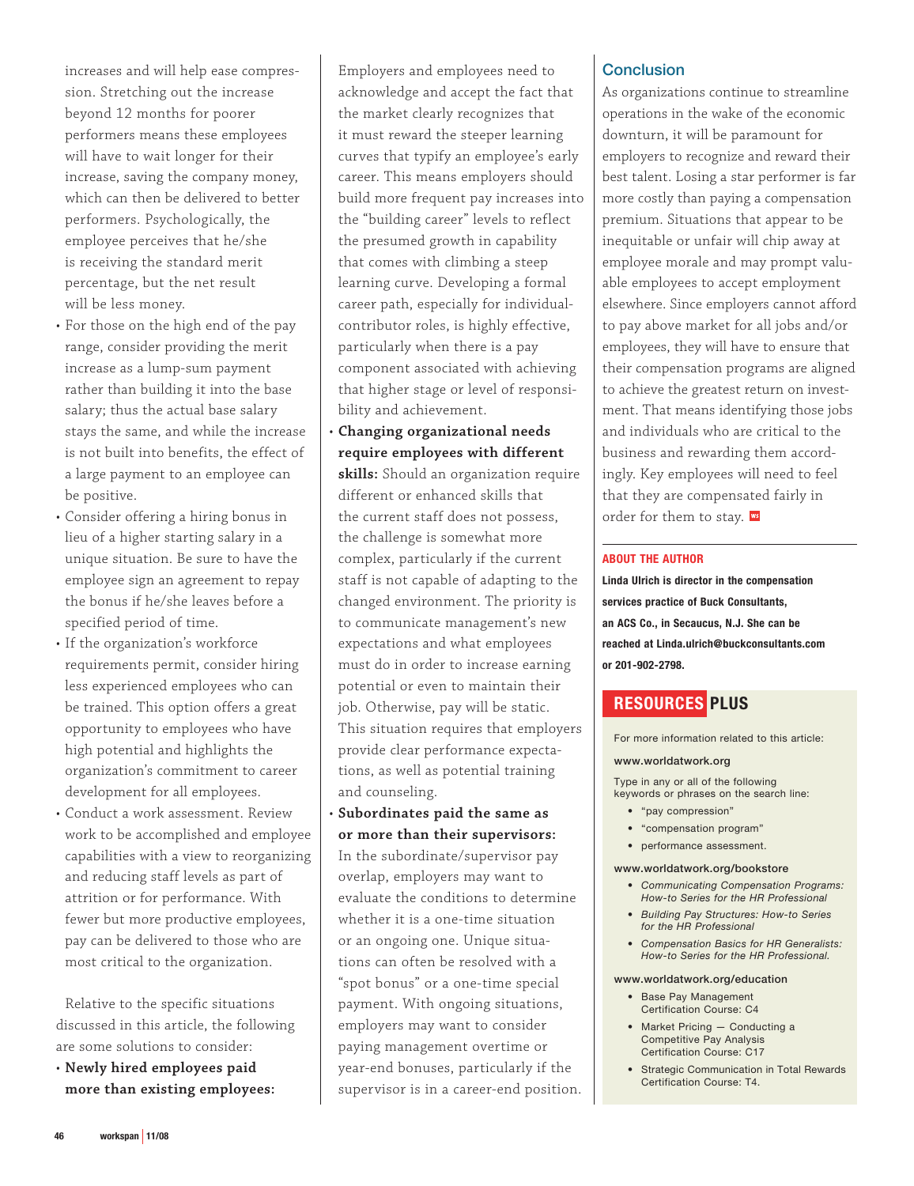increases and will help ease compression. Stretching out the increase beyond 12 months for poorer performers means these employees will have to wait longer for their increase, saving the company money, which can then be delivered to better performers. Psychologically, the employee perceives that he/she is receiving the standard merit percentage, but the net result will be less money.

- For those on the high end of the pay range, consider providing the merit increase as a lump-sum payment rather than building it into the base salary; thus the actual base salary stays the same, and while the increase is not built into benefits, the effect of a large payment to an employee can be positive.
- Consider offering a hiring bonus in lieu of a higher starting salary in a unique situation. Be sure to have the employee sign an agreement to repay the bonus if he/she leaves before a specified period of time.
- If the organization's workforce requirements permit, consider hiring less experienced employees who can be trained. This option offers a great opportunity to employees who have high potential and highlights the organization's commitment to career development for all employees.
- Conduct a work assessment. Review work to be accomplished and employee capabilities with a view to reorganizing and reducing staff levels as part of attrition or for performance. With fewer but more productive employees, pay can be delivered to those who are most critical to the organization.

Relative to the specific situations discussed in this article, the following are some solutions to consider:

- **Newly hired employees paid more than existing employees:** Employers and employees need to acknowledge and accept the fact that the market clearly recognizes that it must reward the steeper learning curves that typify an employee's early career. This means employers should build more frequent pay increases into the "building career" levels to reflect the presumed growth in capability that comes with climbing a steep learning curve. Developing a formal career path, especially for individual-contributor roles, is highly effective, particularly when there is a pay component associated with achieving that higher stage or level of responsibility and achievement.
- **Changing organizational needs require employees with different skills:** Should an organization require different or enhanced skills that the current staff does not possess, the challenge is somewhat more complex, particularly if the current staff is not capable of adapting to the changed environment. The priority is to communicate management's new expectations and what employees must do in order to increase earning potential or even to maintain their job. Otherwise, pay will be static. This situation requires that employers provide clear performance expectations, as well as potential training and counseling.
- **Subordinates paid the same as or more than their supervisors:** In the subordinate/supervisor pay overlap, employers may want to evaluate the conditions to determine whether it is a one-time situation or an ongoing one. Unique situations can often be resolved with a "spot bonus" or a one-time special payment. With ongoing situations, employers may want to consider paying management overtime or year-end bonuses, particularly if the supervisor is in a career-end position.

## Conclusion

As organizations continue to streamline operations in the wake of the economic downturn, it will be paramount for employers to recognize and reward their best talent. Losing a star performer is far more costly than paying a compensation premium. Situations that appear to be inequitable or unfair will chip away at employee morale and may prompt valuable employees to accept employment elsewhere. Since employers cannot afford to pay above market for all jobs and/or employees, they will have to ensure that their compensation programs are aligned to achieve the greatest return on investment. That means identifying those jobs and individuals who are critical to the business and rewarding them accordingly. Key employees will need to feel that they are compensated fairly in order for them to stay.

### ABOUT THE AUTHOR

**Linda Ulrich is director in the compensation services practice of Buck Consultants, an ACS Co., in Secaucus, N.J. She can be reached at Linda.ulrich@buckconsultants.com or 201-902-2798.**

### RESOURCES PLUS

For more information related to this article:

**www.worldatwork.org**

Type in any or all of the following keywords or phrases on the search line:

- "pay compression"
- "compensation program"
- performance assessment.

**www.worldatwork.org/bookstore**

- *Communicating Compensation Programs: How-to Series for the HR Professional*
- *Building Pay Structures: How-to Series for the HR Professional*
- *Compensation Basics for HR Generalists: How-to Series for the HR Professional.*

**www.worldatwork.org/education**

- Base Pay Management Certification Course: C4
- Market Pricing — Conducting a Competitive Pay Analysis Certification Course: C17
- Strategic Communication in Total Rewards Certification Course: T4.